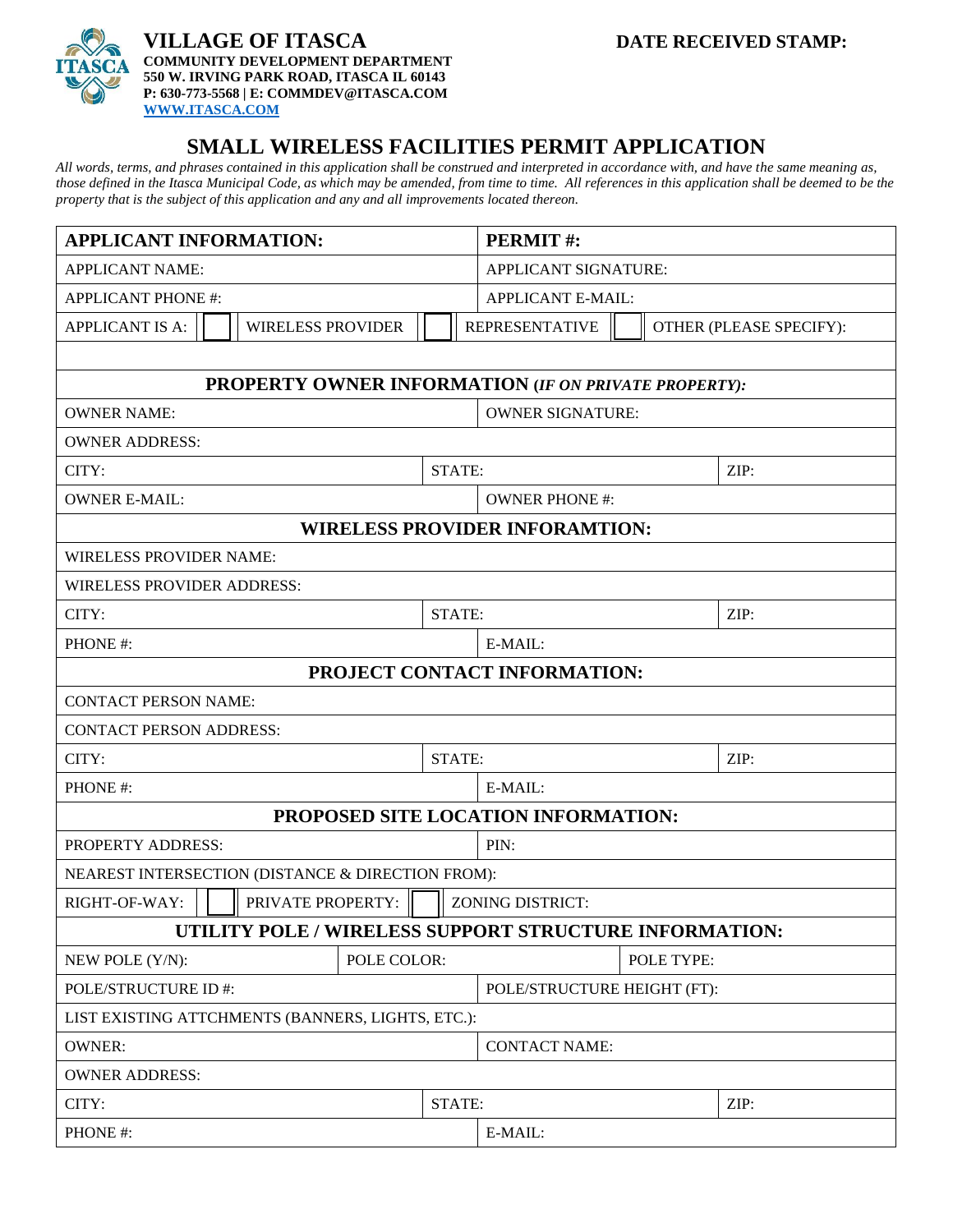**VILLAGE OF ITASCA**
**COMMUNITY DEVELOPMENT DEPARTMENT**
**550 W. IRVING PARK ROAD, ITASCA IL 60143**
**P: 630-773-5568 | E: COMMDEV@ITASCA.COM**
**WWW.ITASCA.COM**

**DATE RECEIVED STAMP:**

# SMALL WIRELESS FACILITIES PERMIT APPLICATION

*All words, terms, and phrases contained in this application shall be construed and interpreted in accordance with, and have the same meaning as, those defined in the Itasca Municipal Code, as which may be amended, from time to time. All references in this application shall be deemed to be the property that is the subject of this application and any and all improvements located thereon.*

| **APPLICANT INFORMATION:** | | **PERMIT #:** | |
|---|---|---|---|
| APPLICANT NAME: | | APPLICANT SIGNATURE: | |
| APPLICANT PHONE #: | | APPLICANT E-MAIL: | |
| APPLICANT IS A: ☐ WIRELESS PROVIDER | ☐ REPRESENTATIVE | ☐ OTHER (PLEASE SPECIFY): | |
| | | | |
| **PROPERTY OWNER INFORMATION (*IF ON PRIVATE PROPERTY*):** | | | |
| OWNER NAME: | | OWNER SIGNATURE: | |
| OWNER ADDRESS: | | | |
| CITY: | STATE: | | ZIP: |
| OWNER E-MAIL: | | OWNER PHONE #: | |
| **WIRELESS PROVIDER INFORAMTION:** | | | |
| WIRELESS PROVIDER NAME: | | | |
| WIRELESS PROVIDER ADDRESS: | | | |
| CITY: | STATE: | | ZIP: |
| PHONE #: | | E-MAIL: | |
| **PROJECT CONTACT INFORMATION:** | | | |
| CONTACT PERSON NAME: | | | |
| CONTACT PERSON ADDRESS: | | | |
| CITY: | STATE: | | ZIP: |
| PHONE #: | | E-MAIL: | |
| **PROPOSED SITE LOCATION INFORMATION:** | | | |
| PROPERTY ADDRESS: | | PIN: | |
| NEAREST INTERSECTION (DISTANCE & DIRECTION FROM): | | | |
| RIGHT-OF-WAY: ☐ | PRIVATE PROPERTY: ☐ | ZONING DISTRICT: | |
| **UTILITY POLE / WIRELESS SUPPORT STRUCTURE INFORMATION:** | | | |
| NEW POLE (Y/N): | POLE COLOR: | | POLE TYPE: |
| POLE/STRUCTURE ID #: | | POLE/STRUCTURE HEIGHT (FT): | |
| LIST EXISTING ATTCHMENTS (BANNERS, LIGHTS, ETC.): | | | |
| OWNER: | | CONTACT NAME: | |
| OWNER ADDRESS: | | | |
| CITY: | STATE: | | ZIP: |
| PHONE #: | | E-MAIL: | |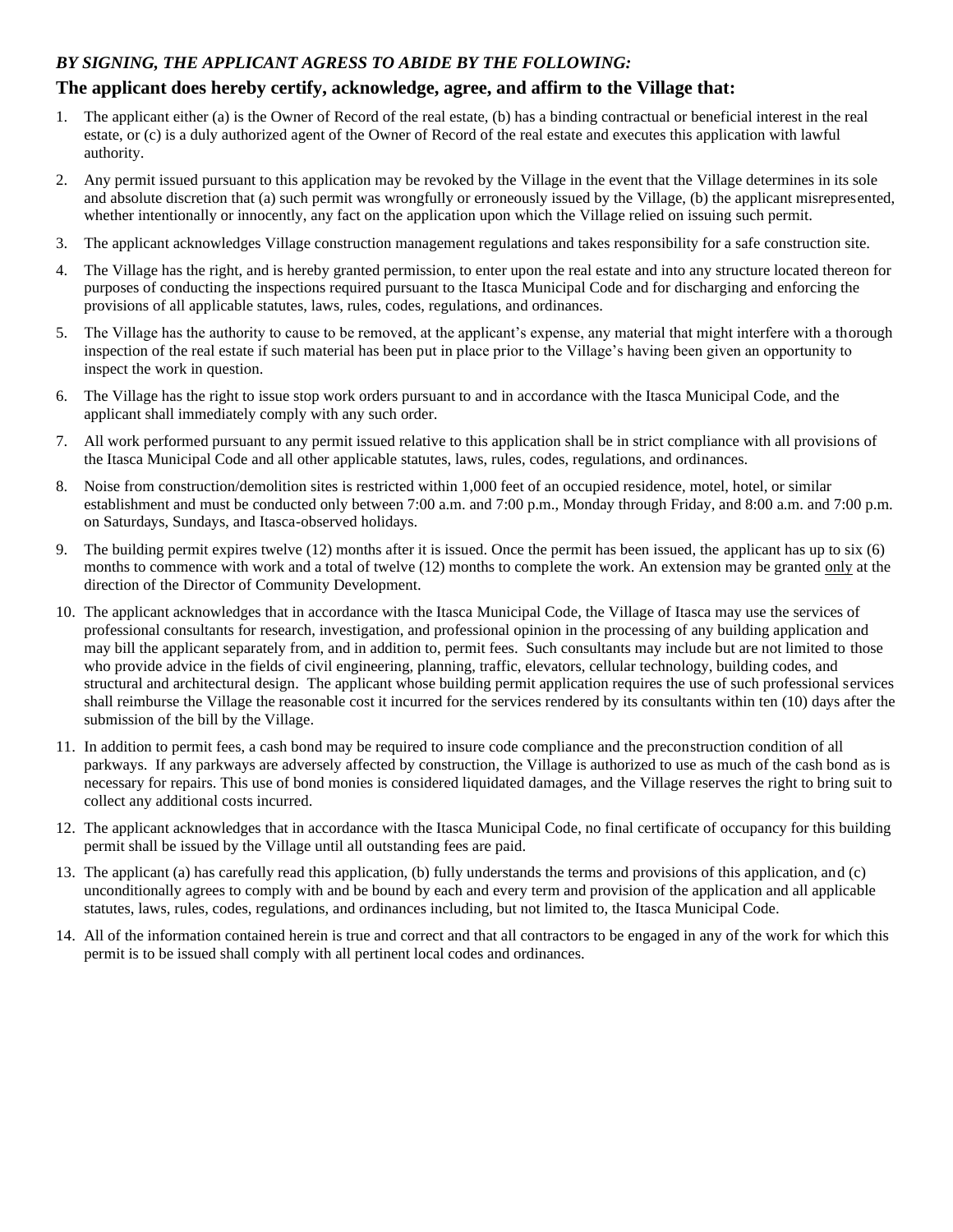***BY SIGNING, THE APPLICANT AGRESS TO ABIDE BY THE FOLLOWING:***

## The applicant does hereby certify, acknowledge, agree, and affirm to the Village that:

1. The applicant either (a) is the Owner of Record of the real estate, (b) has a binding contractual or beneficial interest in the real estate, or (c) is a duly authorized agent of the Owner of Record of the real estate and executes this application with lawful authority.
2. Any permit issued pursuant to this application may be revoked by the Village in the event that the Village determines in its sole and absolute discretion that (a) such permit was wrongfully or erroneously issued by the Village, (b) the applicant misrepresented, whether intentionally or innocently, any fact on the application upon which the Village relied on issuing such permit.
3. The applicant acknowledges Village construction management regulations and takes responsibility for a safe construction site.
4. The Village has the right, and is hereby granted permission, to enter upon the real estate and into any structure located thereon for purposes of conducting the inspections required pursuant to the Itasca Municipal Code and for discharging and enforcing the provisions of all applicable statutes, laws, rules, codes, regulations, and ordinances.
5. The Village has the authority to cause to be removed, at the applicant's expense, any material that might interfere with a thorough inspection of the real estate if such material has been put in place prior to the Village's having been given an opportunity to inspect the work in question.
6. The Village has the right to issue stop work orders pursuant to and in accordance with the Itasca Municipal Code, and the applicant shall immediately comply with any such order.
7. All work performed pursuant to any permit issued relative to this application shall be in strict compliance with all provisions of the Itasca Municipal Code and all other applicable statutes, laws, rules, codes, regulations, and ordinances.
8. Noise from construction/demolition sites is restricted within 1,000 feet of an occupied residence, motel, hotel, or similar establishment and must be conducted only between 7:00 a.m. and 7:00 p.m., Monday through Friday, and 8:00 a.m. and 7:00 p.m. on Saturdays, Sundays, and Itasca-observed holidays.
9. The building permit expires twelve (12) months after it is issued. Once the permit has been issued, the applicant has up to six (6) months to commence with work and a total of twelve (12) months to complete the work. An extension may be granted <u>only</u> at the direction of the Director of Community Development.
10. The applicant acknowledges that in accordance with the Itasca Municipal Code, the Village of Itasca may use the services of professional consultants for research, investigation, and professional opinion in the processing of any building application and may bill the applicant separately from, and in addition to, permit fees. Such consultants may include but are not limited to those who provide advice in the fields of civil engineering, planning, traffic, elevators, cellular technology, building codes, and structural and architectural design. The applicant whose building permit application requires the use of such professional services shall reimburse the Village the reasonable cost it incurred for the services rendered by its consultants within ten (10) days after the submission of the bill by the Village.
11. In addition to permit fees, a cash bond may be required to insure code compliance and the preconstruction condition of all parkways. If any parkways are adversely affected by construction, the Village is authorized to use as much of the cash bond as is necessary for repairs. This use of bond monies is considered liquidated damages, and the Village reserves the right to bring suit to collect any additional costs incurred.
12. The applicant acknowledges that in accordance with the Itasca Municipal Code, no final certificate of occupancy for this building permit shall be issued by the Village until all outstanding fees are paid.
13. The applicant (a) has carefully read this application, (b) fully understands the terms and provisions of this application, and (c) unconditionally agrees to comply with and be bound by each and every term and provision of the application and all applicable statutes, laws, rules, codes, regulations, and ordinances including, but not limited to, the Itasca Municipal Code.
14. All of the information contained herein is true and correct and that all contractors to be engaged in any of the work for which this permit is to be issued shall comply with all pertinent local codes and ordinances.